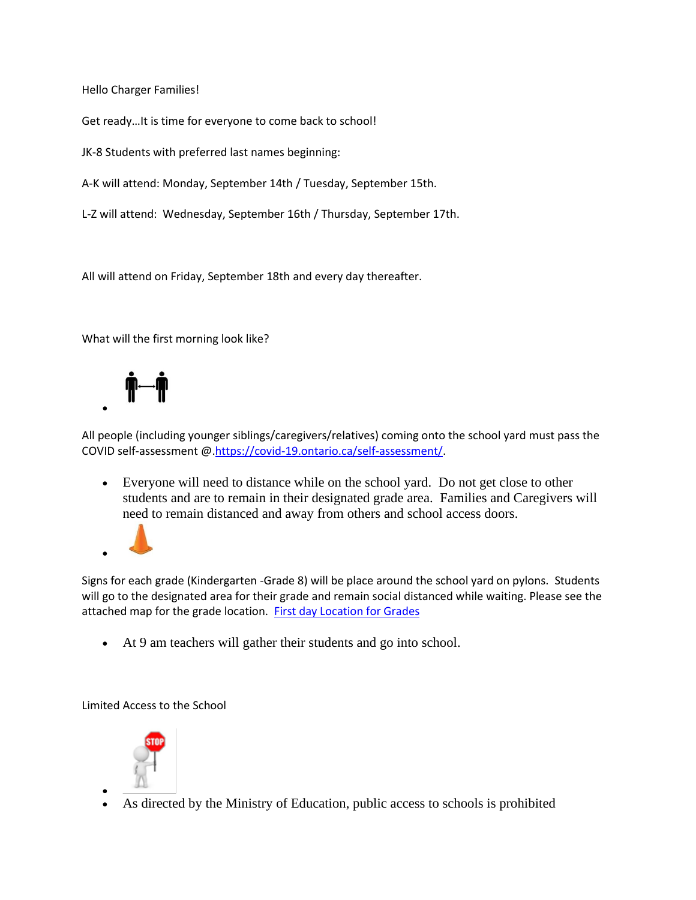Hello Charger Families!

Get ready…It is time for everyone to come back to school!

JK-8 Students with preferred last names beginning:

A-K will attend: Monday, September 14th / Tuesday, September 15th.

L-Z will attend: Wednesday, September 16th / Thursday, September 17th.

All will attend on Friday, September 18th and every day thereafter.

What will the first morning look like?

- 

All people (including younger siblings/caregivers/relatives) coming onto the school yard must pass the COVID self-assessment @.[https://covid-19.ontario.ca/self-assessment/](https://covid-19.ontario.ca/self-assessment/).

- Everyone will need to distance while on the school yard. Do not get close to other students and are to remain in their designated grade area. Families and Caregivers will need to remain distanced and away from others and school access doors.
- 

Signs for each grade (Kindergarten -Grade 8) will be place around the school yard on pylons. Students will go to the designated area for their grade and remain social distanced while waiting. Please see the attached map for the grade location. [First day Location for Grades]()

- At 9 am teachers will gather their students and go into school.

Limited Access to the School

- 
- As directed by the Ministry of Education, public access to schools is prohibited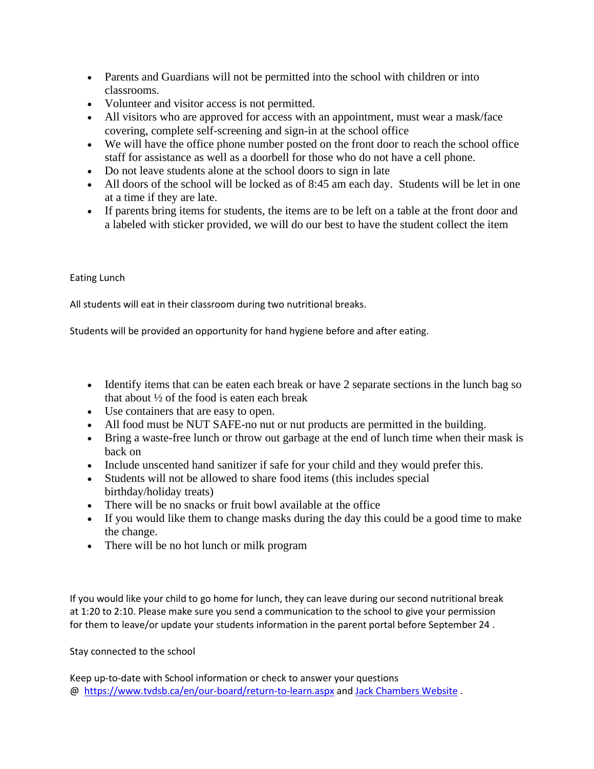- Parents and Guardians will not be permitted into the school with children or into classrooms.
- Volunteer and visitor access is not permitted.
- All visitors who are approved for access with an appointment, must wear a mask/face covering, complete self-screening and sign-in at the school office
- We will have the office phone number posted on the front door to reach the school office staff for assistance as well as a doorbell for those who do not have a cell phone.
- Do not leave students alone at the school doors to sign in late
- All doors of the school will be locked as of 8:45 am each day. Students will be let in one at a time if they are late.
- If parents bring items for students, the items are to be left on a table at the front door and a labeled with sticker provided, we will do our best to have the student collect the item

Eating Lunch

All students will eat in their classroom during two nutritional breaks.

Students will be provided an opportunity for hand hygiene before and after eating.

- Identify items that can be eaten each break or have 2 separate sections in the lunch bag so that about ½ of the food is eaten each break
- Use containers that are easy to open.
- All food must be NUT SAFE-no nut or nut products are permitted in the building.
- Bring a waste-free lunch or throw out garbage at the end of lunch time when their mask is back on
- Include unscented hand sanitizer if safe for your child and they would prefer this.
- Students will not be allowed to share food items (this includes special birthday/holiday treats)
- There will be no snacks or fruit bowl available at the office
- If you would like them to change masks during the day this could be a good time to make the change.
- There will be no hot lunch or milk program

If you would like your child to go home for lunch, they can leave during our second nutritional break at 1:20 to 2:10. Please make sure you send a communication to the school to give your permission for them to leave/or update your students information in the parent portal before September 24 .

Stay connected to the school

Keep up-to-date with School information or check to answer your questions @ https://www.tvdsb.ca/en/our-board/return-to-learn.aspx and Jack Chambers Website .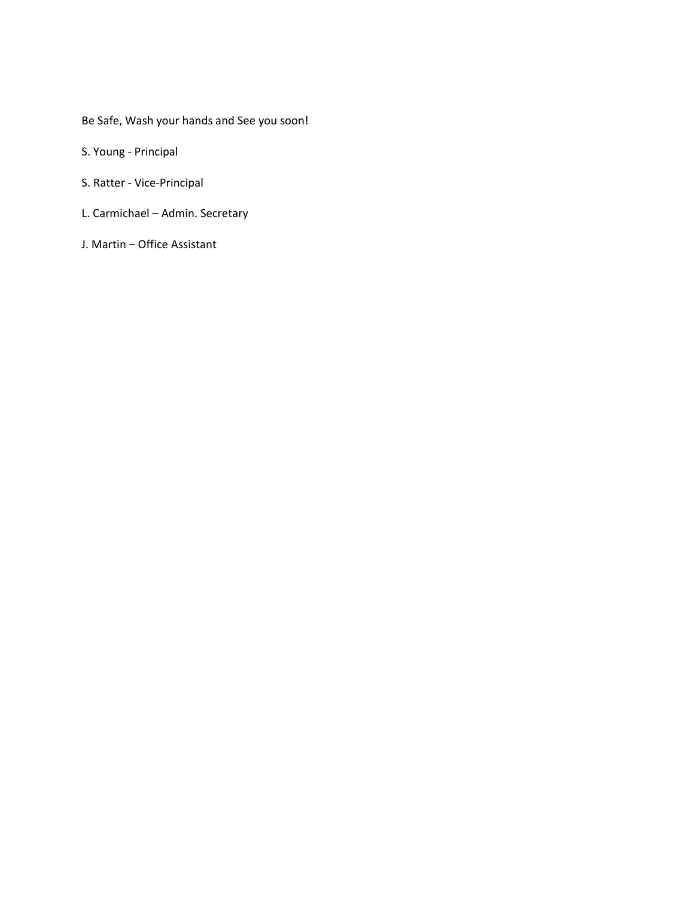Be Safe, Wash your hands and See you soon!

S. Young - Principal

S. Ratter - Vice-Principal

L. Carmichael – Admin. Secretary

J. Martin – Office Assistant